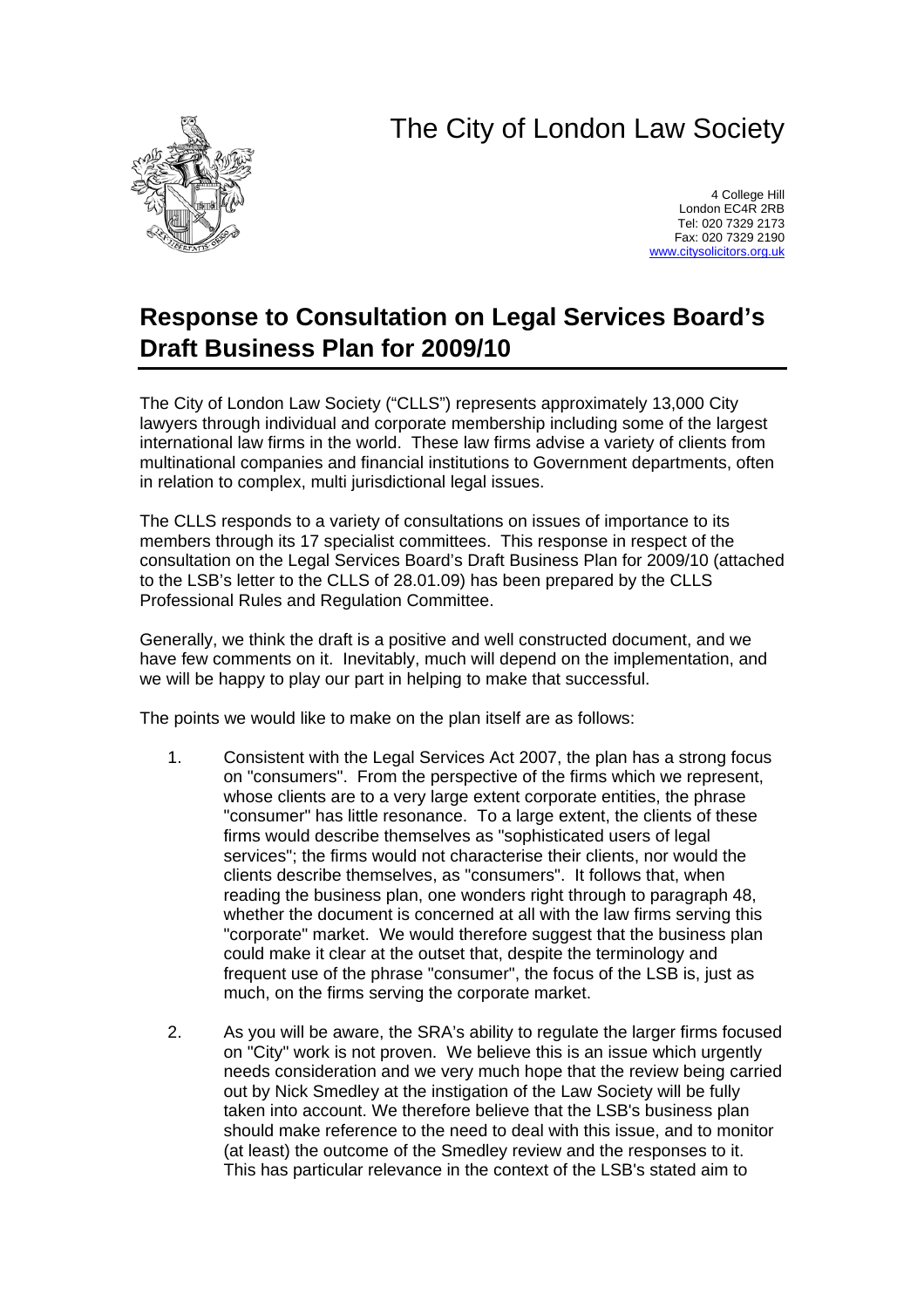# The City of London Law Society

4 College Hill
London EC4R 2RB
Tel: 020 7329 2173
Fax: 020 7329 2190
www.citysolicitors.org.uk

## Response to Consultation on Legal Services Board's Draft Business Plan for 2009/10

The City of London Law Society ("CLLS") represents approximately 13,000 City lawyers through individual and corporate membership including some of the largest international law firms in the world. These law firms advise a variety of clients from multinational companies and financial institutions to Government departments, often in relation to complex, multi jurisdictional legal issues.

The CLLS responds to a variety of consultations on issues of importance to its members through its 17 specialist committees. This response in respect of the consultation on the Legal Services Board's Draft Business Plan for 2009/10 (attached to the LSB's letter to the CLLS of 28.01.09) has been prepared by the CLLS Professional Rules and Regulation Committee.

Generally, we think the draft is a positive and well constructed document, and we have few comments on it. Inevitably, much will depend on the implementation, and we will be happy to play our part in helping to make that successful.

The points we would like to make on the plan itself are as follows:

1. Consistent with the Legal Services Act 2007, the plan has a strong focus on "consumers". From the perspective of the firms which we represent, whose clients are to a very large extent corporate entities, the phrase "consumer" has little resonance. To a large extent, the clients of these firms would describe themselves as "sophisticated users of legal services"; the firms would not characterise their clients, nor would the clients describe themselves, as "consumers". It follows that, when reading the business plan, one wonders right through to paragraph 48, whether the document is concerned at all with the law firms serving this "corporate" market. We would therefore suggest that the business plan could make it clear at the outset that, despite the terminology and frequent use of the phrase "consumer", the focus of the LSB is, just as much, on the firms serving the corporate market.

2. As you will be aware, the SRA's ability to regulate the larger firms focused on "City" work is not proven. We believe this is an issue which urgently needs consideration and we very much hope that the review being carried out by Nick Smedley at the instigation of the Law Society will be fully taken into account. We therefore believe that the LSB's business plan should make reference to the need to deal with this issue, and to monitor (at least) the outcome of the Smedley review and the responses to it. This has particular relevance in the context of the LSB's stated aim to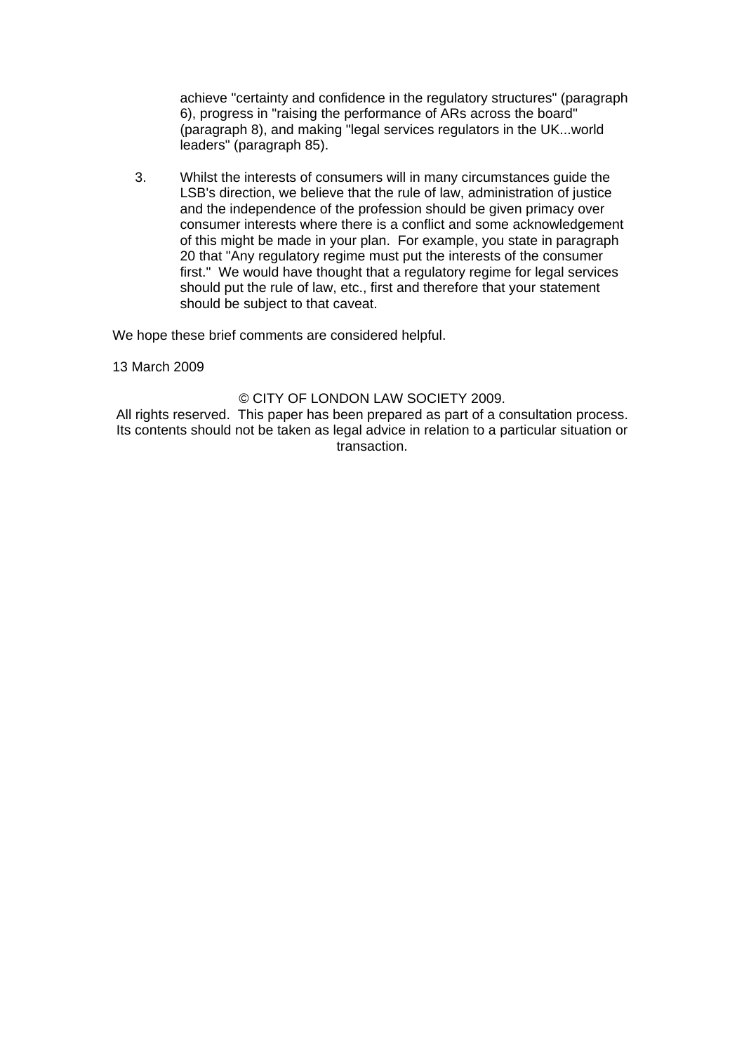achieve "certainty and confidence in the regulatory structures" (paragraph 6), progress in "raising the performance of ARs across the board" (paragraph 8), and making "legal services regulators in the UK...world leaders" (paragraph 85).

3. Whilst the interests of consumers will in many circumstances guide the LSB's direction, we believe that the rule of law, administration of justice and the independence of the profession should be given primacy over consumer interests where there is a conflict and some acknowledgement of this might be made in your plan. For example, you state in paragraph 20 that "Any regulatory regime must put the interests of the consumer first." We would have thought that a regulatory regime for legal services should put the rule of law, etc., first and therefore that your statement should be subject to that caveat.

We hope these brief comments are considered helpful.

13 March 2009

© CITY OF LONDON LAW SOCIETY 2009.
All rights reserved. This paper has been prepared as part of a consultation process. Its contents should not be taken as legal advice in relation to a particular situation or transaction.